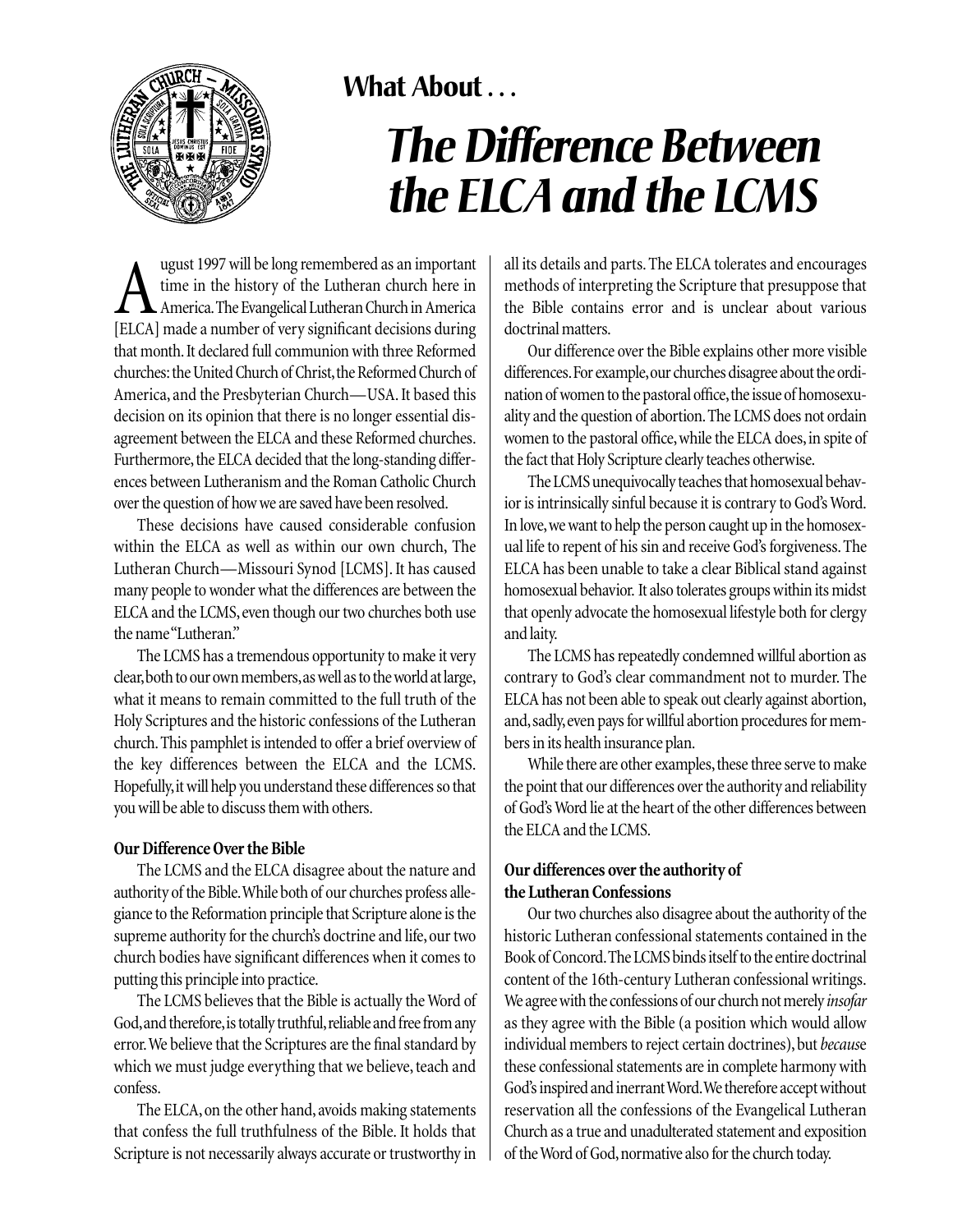**What About . . .**

# *The Difference Between the ELCA and the LCMS*

August 1997 will be long remembered as an important time in the history of the Lutheran church here in America. The Evangelical Lutheran Church in America [ELCA] made a number of very significant decisions during that month. It declared full communion with three Reformed churches: the United Church of Christ, the Reformed Church of America, and the Presbyterian Church—USA. It based this decision on its opinion that there is no longer essential disagreement between the ELCA and these Reformed churches. Furthermore, the ELCA decided that the long-standing differences between Lutheranism and the Roman Catholic Church over the question of how we are saved have been resolved.

These decisions have caused considerable confusion within the ELCA as well as within our own church, The Lutheran Church—Missouri Synod [LCMS]. It has caused many people to wonder what the differences are between the ELCA and the LCMS, even though our two churches both use the name "Lutheran."

The LCMS has a tremendous opportunity to make it very clear, both to our own members, as well as to the world at large, what it means to remain committed to the full truth of the Holy Scriptures and the historic confessions of the Lutheran church. This pamphlet is intended to offer a brief overview of the key differences between the ELCA and the LCMS. Hopefully, it will help you understand these differences so that you will be able to discuss them with others.

**Our Difference Over the Bible**

The LCMS and the ELCA disagree about the nature and authority of the Bible. While both of our churches profess allegiance to the Reformation principle that Scripture alone is the supreme authority for the church's doctrine and life, our two church bodies have significant differences when it comes to putting this principle into practice.

The LCMS believes that the Bible is actually the Word of God, and therefore, is totally truthful, reliable and free from any error. We believe that the Scriptures are the final standard by which we must judge everything that we believe, teach and confess.

The ELCA, on the other hand, avoids making statements that confess the full truthfulness of the Bible. It holds that Scripture is not necessarily always accurate or trustworthy in all its details and parts. The ELCA tolerates and encourages methods of interpreting the Scripture that presuppose that the Bible contains error and is unclear about various doctrinal matters.

Our difference over the Bible explains other more visible differences. For example, our churches disagree about the ordination of women to the pastoral office, the issue of homosexuality and the question of abortion. The LCMS does not ordain women to the pastoral office, while the ELCA does, in spite of the fact that Holy Scripture clearly teaches otherwise.

The LCMS unequivocally teaches that homosexual behavior is intrinsically sinful because it is contrary to God's Word. In love, we want to help the person caught up in the homosexual life to repent of his sin and receive God's forgiveness. The ELCA has been unable to take a clear Biblical stand against homosexual behavior. It also tolerates groups within its midst that openly advocate the homosexual lifestyle both for clergy and laity.

The LCMS has repeatedly condemned willful abortion as contrary to God's clear commandment not to murder. The ELCA has not been able to speak out clearly against abortion, and, sadly, even pays for willful abortion procedures for members in its health insurance plan.

While there are other examples, these three serve to make the point that our differences over the authority and reliability of God's Word lie at the heart of the other differences between the ELCA and the LCMS.

**Our differences over the authority of the Lutheran Confessions**

Our two churches also disagree about the authority of the historic Lutheran confessional statements contained in the Book of Concord. The LCMS binds itself to the entire doctrinal content of the 16th-century Lutheran confessional writings. We agree with the confessions of our church not merely *insofar* as they agree with the Bible (a position which would allow individual members to reject certain doctrines), but *because* these confessional statements are in complete harmony with God's inspired and inerrant Word. We therefore accept without reservation all the confessions of the Evangelical Lutheran Church as a true and unadulterated statement and exposition of the Word of God, normative also for the church today.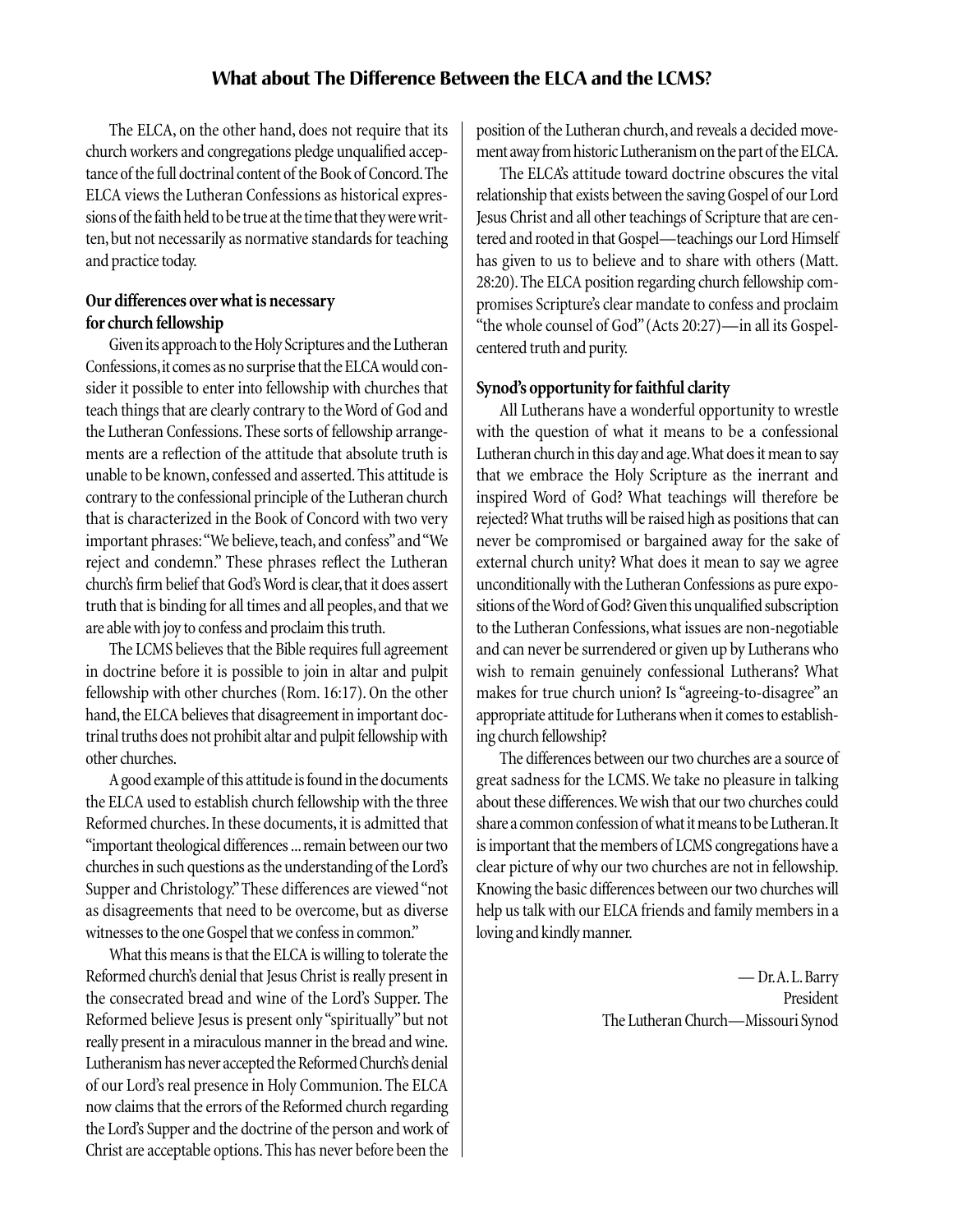## What about The Difference Between the ELCA and the LCMS?

The ELCA, on the other hand, does not require that its church workers and congregations pledge unqualified acceptance of the full doctrinal content of the Book of Concord. The ELCA views the Lutheran Confessions as historical expressions of the faith held to be true at the time that they were written, but not necessarily as normative standards for teaching and practice today.

**Our differences over what is necessary for church fellowship**

Given its approach to the Holy Scriptures and the Lutheran Confessions, it comes as no surprise that the ELCA would consider it possible to enter into fellowship with churches that teach things that are clearly contrary to the Word of God and the Lutheran Confessions. These sorts of fellowship arrangements are a reflection of the attitude that absolute truth is unable to be known, confessed and asserted. This attitude is contrary to the confessional principle of the Lutheran church that is characterized in the Book of Concord with two very important phrases: "We believe, teach, and confess" and "We reject and condemn." These phrases reflect the Lutheran church's firm belief that God's Word is clear, that it does assert truth that is binding for all times and all peoples, and that we are able with joy to confess and proclaim this truth.

The LCMS believes that the Bible requires full agreement in doctrine before it is possible to join in altar and pulpit fellowship with other churches (Rom. 16:17). On the other hand, the ELCA believes that disagreement in important doctrinal truths does not prohibit altar and pulpit fellowship with other churches.

A good example of this attitude is found in the documents the ELCA used to establish church fellowship with the three Reformed churches. In these documents, it is admitted that "important theological differences ... remain between our two churches in such questions as the understanding of the Lord's Supper and Christology." These differences are viewed "not as disagreements that need to be overcome, but as diverse witnesses to the one Gospel that we confess in common."

What this means is that the ELCA is willing to tolerate the Reformed church's denial that Jesus Christ is really present in the consecrated bread and wine of the Lord's Supper. The Reformed believe Jesus is present only "spiritually" but not really present in a miraculous manner in the bread and wine. Lutheranism has never accepted the Reformed Church's denial of our Lord's real presence in Holy Communion. The ELCA now claims that the errors of the Reformed church regarding the Lord's Supper and the doctrine of the person and work of Christ are acceptable options. This has never before been the position of the Lutheran church, and reveals a decided movement away from historic Lutheranism on the part of the ELCA.

The ELCA's attitude toward doctrine obscures the vital relationship that exists between the saving Gospel of our Lord Jesus Christ and all other teachings of Scripture that are centered and rooted in that Gospel—teachings our Lord Himself has given to us to believe and to share with others (Matt. 28:20). The ELCA position regarding church fellowship compromises Scripture's clear mandate to confess and proclaim "the whole counsel of God" (Acts 20:27)—in all its Gospel-centered truth and purity.

**Synod's opportunity for faithful clarity**

All Lutherans have a wonderful opportunity to wrestle with the question of what it means to be a confessional Lutheran church in this day and age. What does it mean to say that we embrace the Holy Scripture as the inerrant and inspired Word of God? What teachings will therefore be rejected? What truths will be raised high as positions that can never be compromised or bargained away for the sake of external church unity? What does it mean to say we agree unconditionally with the Lutheran Confessions as pure expositions of the Word of God? Given this unqualified subscription to the Lutheran Confessions, what issues are non-negotiable and can never be surrendered or given up by Lutherans who wish to remain genuinely confessional Lutherans? What makes for true church union? Is "agreeing-to-disagree" an appropriate attitude for Lutherans when it comes to establishing church fellowship?

The differences between our two churches are a source of great sadness for the LCMS. We take no pleasure in talking about these differences. We wish that our two churches could share a common confession of what it means to be Lutheran. It is important that the members of LCMS congregations have a clear picture of why our two churches are not in fellowship. Knowing the basic differences between our two churches will help us talk with our ELCA friends and family members in a loving and kindly manner.

— Dr. A. L. Barry
President
The Lutheran Church—Missouri Synod